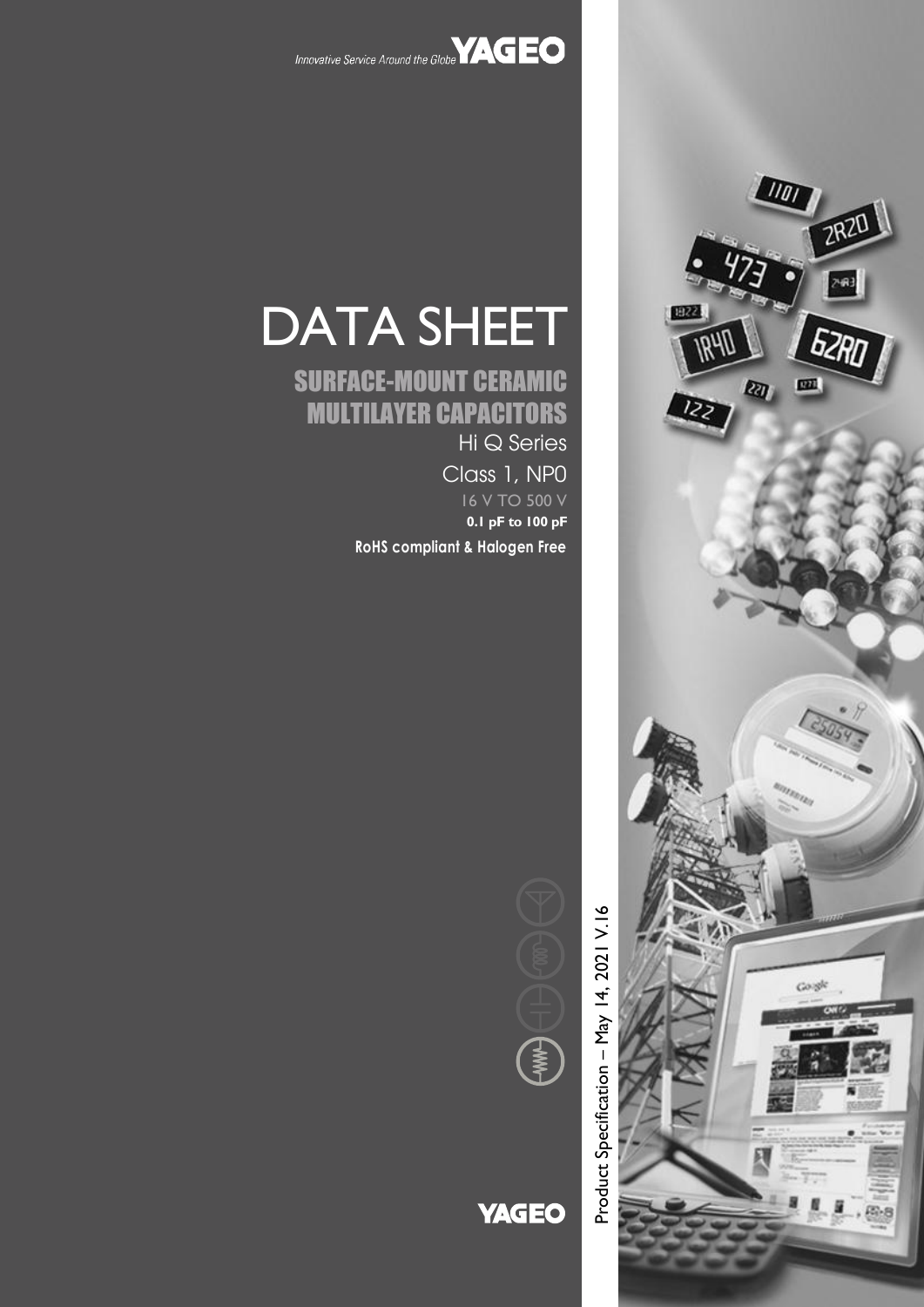Innovative Service Around the Globe YAGEO

# DATA SHEET

## SURFACE-MOUNT CERAMIC MULTILAYER CAPACITORS

Hi Q Series

Class 1, NP0

16 V TO 500 V

**0.1 pF to 100 pF**

**RoHS compliant & Halogen Free**

Product Specification – May 14, 2021 V.16

YAGEO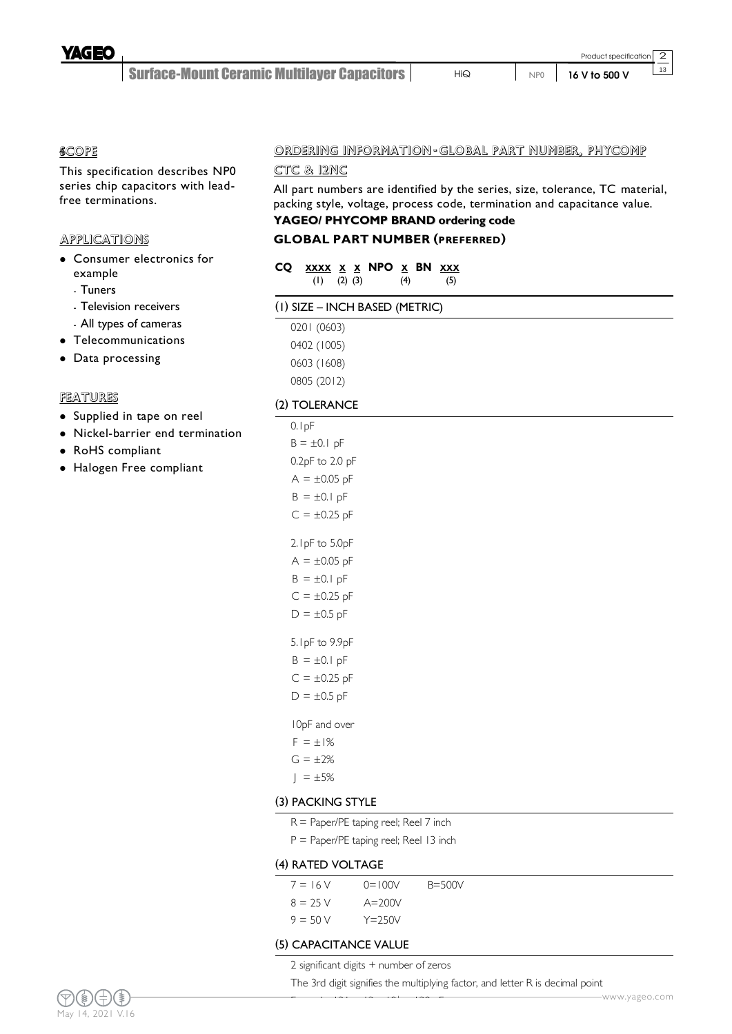## SCOPE

This specification describes NP0 series chip capacitors with lead-free terminations.

## APPLICATIONS

- Consumer electronics for example
  - Tuners
  - Television receivers
  - All types of cameras
- Telecommunications
- Data processing

## FEATURES

- Supplied in tape on reel
- Nickel-barrier end termination
- RoHS compliant
- Halogen Free compliant

## ORDERING INFORMATION - GLOBAL PART NUMBER, PHYCOMP CTC & 12NC

All part numbers are identified by the series, size, tolerance, TC material, packing style, voltage, process code, termination and capacitance value.

**YAGEO/ PHYCOMP BRAND ordering code**

### GLOBAL PART NUMBER (PREFERRED)

**CQ xxxx x x NPO x BN xxx**
(1) (2) (3) (4) (5)

#### (1) SIZE – INCH BASED (METRIC)

0201 (0603)
0402 (1005)
0603 (1608)
0805 (2012)

#### (2) TOLERANCE

0.1pF
B = ±0.1 pF

0.2pF to 2.0 pF
A = ±0.05 pF
B = ±0.1 pF
C = ±0.25 pF

2.1pF to 5.0pF
A = ±0.05 pF
B = ±0.1 pF
C = ±0.25 pF
D = ±0.5 pF

5.1pF to 9.9pF
B = ±0.1 pF
C = ±0.25 pF
D = ±0.5 pF

10pF and over
F = ±1%
G = ±2%
J = ±5%

#### (3) PACKING STYLE

R = Paper/PE taping reel; Reel 7 inch
P = Paper/PE taping reel; Reel 13 inch

#### (4) RATED VOLTAGE

| | | |
|---|---|---|
| 7 = 16 V | 0=100V | B=500V |
| 8 = 25 V | A=200V | |
| 9 = 50 V | Y=250V | |

#### (5) CAPACITANCE VALUE

2 significant digits + number of zeros

The 3rd digit signifies the multiplying factor, and letter R is decimal point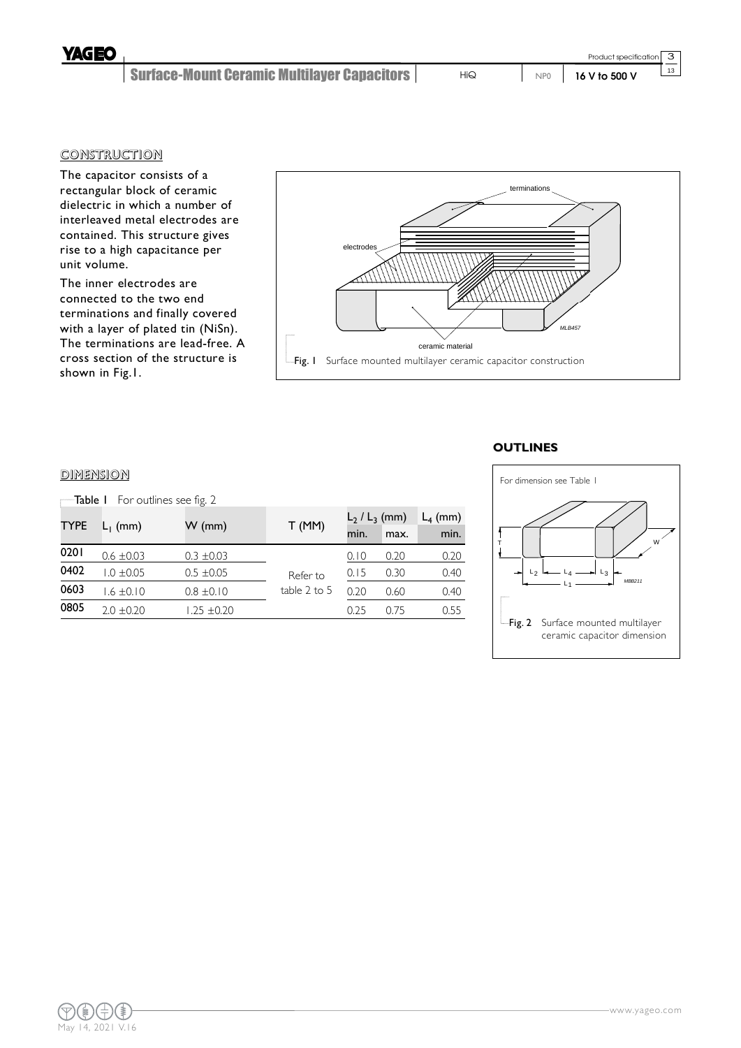## CONSTRUCTION

The capacitor consists of a rectangular block of ceramic dielectric in which a number of interleaved metal electrodes are contained. This structure gives rise to a high capacitance per unit volume.

The inner electrodes are connected to the two end terminations and finally covered with a layer of plated tin (NiSn). The terminations are lead-free. A cross section of the structure is shown in Fig.1.

Fig. 1 Surface mounted multilayer ceramic capacitor construction

## DIMENSION

Table 1 For outlines see fig. 2

| TYPE | $L_1$ (mm) | W (mm) | T (MM) | $L_2$ / $L_3$ (mm) | | $L_4$ (mm) |
|---|---|---|---|---|---|---|
| | | | | min. | max. | min. |
| 0201 | 0.6 ±0.03 | 0.3 ±0.03 | Refer to table 2 to 5 | 0.10 | 0.20 | 0.20 |
| 0402 | 1.0 ±0.05 | 0.5 ±0.05 | | 0.15 | 0.30 | 0.40 |
| 0603 | 1.6 ±0.10 | 0.8 ±0.10 | | 0.20 | 0.60 | 0.40 |
| 0805 | 2.0 ±0.20 | 1.25 ±0.20 | | 0.25 | 0.75 | 0.55 |

## OUTLINES

For dimension see Table 1

Fig. 2 Surface mounted multilayer ceramic capacitor dimension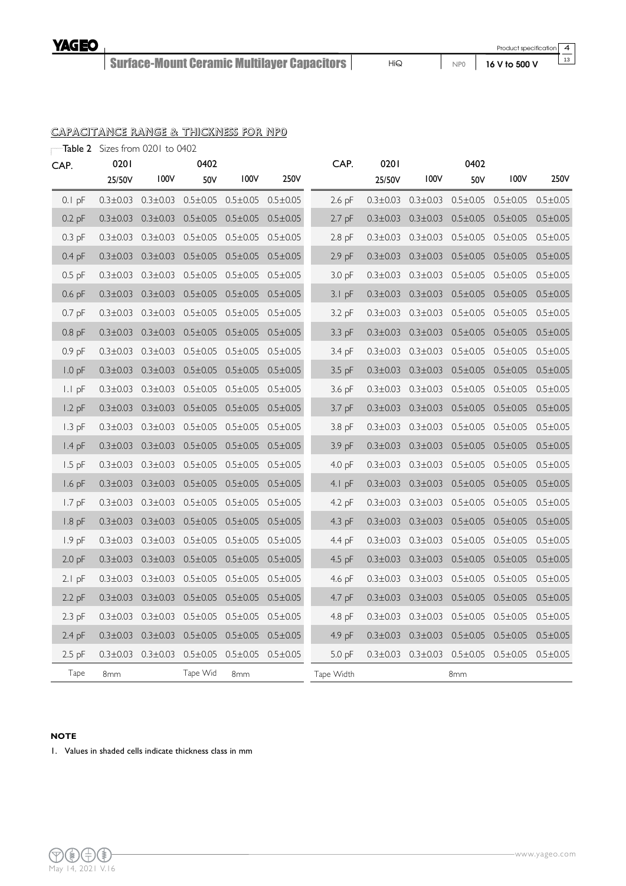## CAPACITANCE RANGE & THICKNESS FOR NP0

Table 2 Sizes from 0201 to 0402

| CAP. | 0201 | | 0402 | | | CAP. | 0201 | | 0402 | | |
|---|---|---|---|---|---|---|---|---|---|---|---|
| | 25/50V | 100V | 50V | 100V | 250V | | 25/50V | 100V | 50V | 100V | 250V |
| 0.1 pF | 0.3±0.03 | 0.3±0.03 | 0.5±0.05 | 0.5±0.05 | 0.5±0.05 | 2.6 pF | 0.3±0.03 | 0.3±0.03 | 0.5±0.05 | 0.5±0.05 | 0.5±0.05 |
| 0.2 pF | 0.3±0.03 | 0.3±0.03 | 0.5±0.05 | 0.5±0.05 | 0.5±0.05 | 2.7 pF | 0.3±0.03 | 0.3±0.03 | 0.5±0.05 | 0.5±0.05 | 0.5±0.05 |
| 0.3 pF | 0.3±0.03 | 0.3±0.03 | 0.5±0.05 | 0.5±0.05 | 0.5±0.05 | 2.8 pF | 0.3±0.03 | 0.3±0.03 | 0.5±0.05 | 0.5±0.05 | 0.5±0.05 |
| 0.4 pF | 0.3±0.03 | 0.3±0.03 | 0.5±0.05 | 0.5±0.05 | 0.5±0.05 | 2.9 pF | 0.3±0.03 | 0.3±0.03 | 0.5±0.05 | 0.5±0.05 | 0.5±0.05 |
| 0.5 pF | 0.3±0.03 | 0.3±0.03 | 0.5±0.05 | 0.5±0.05 | 0.5±0.05 | 3.0 pF | 0.3±0.03 | 0.3±0.03 | 0.5±0.05 | 0.5±0.05 | 0.5±0.05 |
| 0.6 pF | 0.3±0.03 | 0.3±0.03 | 0.5±0.05 | 0.5±0.05 | 0.5±0.05 | 3.1 pF | 0.3±0.03 | 0.3±0.03 | 0.5±0.05 | 0.5±0.05 | 0.5±0.05 |
| 0.7 pF | 0.3±0.03 | 0.3±0.03 | 0.5±0.05 | 0.5±0.05 | 0.5±0.05 | 3.2 pF | 0.3±0.03 | 0.3±0.03 | 0.5±0.05 | 0.5±0.05 | 0.5±0.05 |
| 0.8 pF | 0.3±0.03 | 0.3±0.03 | 0.5±0.05 | 0.5±0.05 | 0.5±0.05 | 3.3 pF | 0.3±0.03 | 0.3±0.03 | 0.5±0.05 | 0.5±0.05 | 0.5±0.05 |
| 0.9 pF | 0.3±0.03 | 0.3±0.03 | 0.5±0.05 | 0.5±0.05 | 0.5±0.05 | 3.4 pF | 0.3±0.03 | 0.3±0.03 | 0.5±0.05 | 0.5±0.05 | 0.5±0.05 |
| 1.0 pF | 0.3±0.03 | 0.3±0.03 | 0.5±0.05 | 0.5±0.05 | 0.5±0.05 | 3.5 pF | 0.3±0.03 | 0.3±0.03 | 0.5±0.05 | 0.5±0.05 | 0.5±0.05 |
| 1.1 pF | 0.3±0.03 | 0.3±0.03 | 0.5±0.05 | 0.5±0.05 | 0.5±0.05 | 3.6 pF | 0.3±0.03 | 0.3±0.03 | 0.5±0.05 | 0.5±0.05 | 0.5±0.05 |
| 1.2 pF | 0.3±0.03 | 0.3±0.03 | 0.5±0.05 | 0.5±0.05 | 0.5±0.05 | 3.7 pF | 0.3±0.03 | 0.3±0.03 | 0.5±0.05 | 0.5±0.05 | 0.5±0.05 |
| 1.3 pF | 0.3±0.03 | 0.3±0.03 | 0.5±0.05 | 0.5±0.05 | 0.5±0.05 | 3.8 pF | 0.3±0.03 | 0.3±0.03 | 0.5±0.05 | 0.5±0.05 | 0.5±0.05 |
| 1.4 pF | 0.3±0.03 | 0.3±0.03 | 0.5±0.05 | 0.5±0.05 | 0.5±0.05 | 3.9 pF | 0.3±0.03 | 0.3±0.03 | 0.5±0.05 | 0.5±0.05 | 0.5±0.05 |
| 1.5 pF | 0.3±0.03 | 0.3±0.03 | 0.5±0.05 | 0.5±0.05 | 0.5±0.05 | 4.0 pF | 0.3±0.03 | 0.3±0.03 | 0.5±0.05 | 0.5±0.05 | 0.5±0.05 |
| 1.6 pF | 0.3±0.03 | 0.3±0.03 | 0.5±0.05 | 0.5±0.05 | 0.5±0.05 | 4.1 pF | 0.3±0.03 | 0.3±0.03 | 0.5±0.05 | 0.5±0.05 | 0.5±0.05 |
| 1.7 pF | 0.3±0.03 | 0.3±0.03 | 0.5±0.05 | 0.5±0.05 | 0.5±0.05 | 4.2 pF | 0.3±0.03 | 0.3±0.03 | 0.5±0.05 | 0.5±0.05 | 0.5±0.05 |
| 1.8 pF | 0.3±0.03 | 0.3±0.03 | 0.5±0.05 | 0.5±0.05 | 0.5±0.05 | 4.3 pF | 0.3±0.03 | 0.3±0.03 | 0.5±0.05 | 0.5±0.05 | 0.5±0.05 |
| 1.9 pF | 0.3±0.03 | 0.3±0.03 | 0.5±0.05 | 0.5±0.05 | 0.5±0.05 | 4.4 pF | 0.3±0.03 | 0.3±0.03 | 0.5±0.05 | 0.5±0.05 | 0.5±0.05 |
| 2.0 pF | 0.3±0.03 | 0.3±0.03 | 0.5±0.05 | 0.5±0.05 | 0.5±0.05 | 4.5 pF | 0.3±0.03 | 0.3±0.03 | 0.5±0.05 | 0.5±0.05 | 0.5±0.05 |
| 2.1 pF | 0.3±0.03 | 0.3±0.03 | 0.5±0.05 | 0.5±0.05 | 0.5±0.05 | 4.6 pF | 0.3±0.03 | 0.3±0.03 | 0.5±0.05 | 0.5±0.05 | 0.5±0.05 |
| 2.2 pF | 0.3±0.03 | 0.3±0.03 | 0.5±0.05 | 0.5±0.05 | 0.5±0.05 | 4.7 pF | 0.3±0.03 | 0.3±0.03 | 0.5±0.05 | 0.5±0.05 | 0.5±0.05 |
| 2.3 pF | 0.3±0.03 | 0.3±0.03 | 0.5±0.05 | 0.5±0.05 | 0.5±0.05 | 4.8 pF | 0.3±0.03 | 0.3±0.03 | 0.5±0.05 | 0.5±0.05 | 0.5±0.05 |
| 2.4 pF | 0.3±0.03 | 0.3±0.03 | 0.5±0.05 | 0.5±0.05 | 0.5±0.05 | 4.9 pF | 0.3±0.03 | 0.3±0.03 | 0.5±0.05 | 0.5±0.05 | 0.5±0.05 |
| 2.5 pF | 0.3±0.03 | 0.3±0.03 | 0.5±0.05 | 0.5±0.05 | 0.5±0.05 | 5.0 pF | 0.3±0.03 | 0.3±0.03 | 0.5±0.05 | 0.5±0.05 | 0.5±0.05 |
| Tape | 8mm | | Tape Wid | 8mm | | Tape Width | | | 8mm | | |

**NOTE**

1. Values in shaded cells indicate thickness class in mm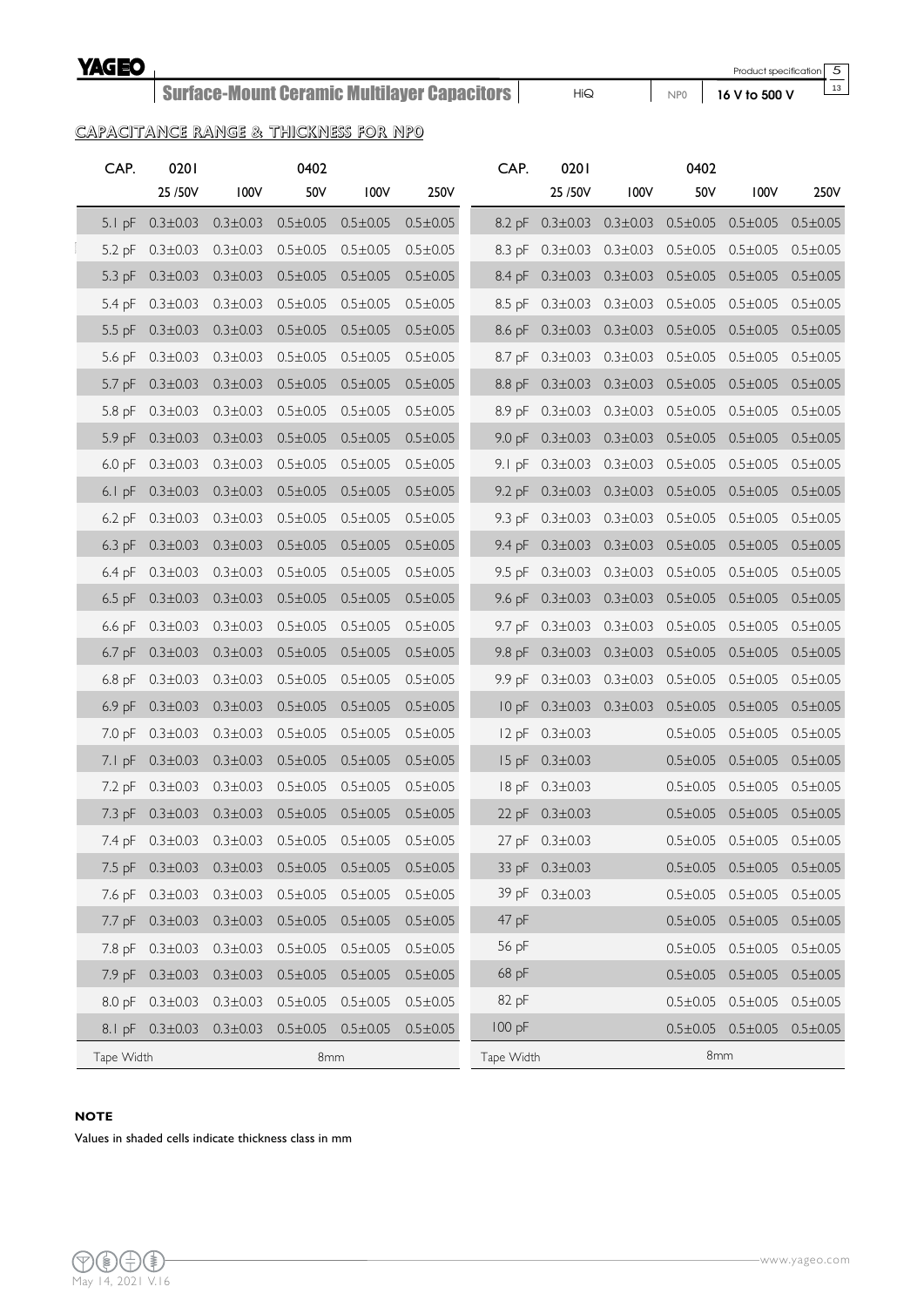## CAPACITANCE RANGE & THICKNESS FOR NP0

| CAP. | 0201 | | 0402 | | | CAP. | 0201 | | 0402 | | |
|---|---|---|---|---|---|---|---|---|---|---|---|
| | 25 /50V | 100V | 50V | 100V | 250V | | 25 /50V | 100V | 50V | 100V | 250V |
| 5.1 pF | 0.3±0.03 | 0.3±0.03 | 0.5±0.05 | 0.5±0.05 | 0.5±0.05 | 8.2 pF | 0.3±0.03 | 0.3±0.03 | 0.5±0.05 | 0.5±0.05 | 0.5±0.05 |
| 5.2 pF | 0.3±0.03 | 0.3±0.03 | 0.5±0.05 | 0.5±0.05 | 0.5±0.05 | 8.3 pF | 0.3±0.03 | 0.3±0.03 | 0.5±0.05 | 0.5±0.05 | 0.5±0.05 |
| 5.3 pF | 0.3±0.03 | 0.3±0.03 | 0.5±0.05 | 0.5±0.05 | 0.5±0.05 | 8.4 pF | 0.3±0.03 | 0.3±0.03 | 0.5±0.05 | 0.5±0.05 | 0.5±0.05 |
| 5.4 pF | 0.3±0.03 | 0.3±0.03 | 0.5±0.05 | 0.5±0.05 | 0.5±0.05 | 8.5 pF | 0.3±0.03 | 0.3±0.03 | 0.5±0.05 | 0.5±0.05 | 0.5±0.05 |
| 5.5 pF | 0.3±0.03 | 0.3±0.03 | 0.5±0.05 | 0.5±0.05 | 0.5±0.05 | 8.6 pF | 0.3±0.03 | 0.3±0.03 | 0.5±0.05 | 0.5±0.05 | 0.5±0.05 |
| 5.6 pF | 0.3±0.03 | 0.3±0.03 | 0.5±0.05 | 0.5±0.05 | 0.5±0.05 | 8.7 pF | 0.3±0.03 | 0.3±0.03 | 0.5±0.05 | 0.5±0.05 | 0.5±0.05 |
| 5.7 pF | 0.3±0.03 | 0.3±0.03 | 0.5±0.05 | 0.5±0.05 | 0.5±0.05 | 8.8 pF | 0.3±0.03 | 0.3±0.03 | 0.5±0.05 | 0.5±0.05 | 0.5±0.05 |
| 5.8 pF | 0.3±0.03 | 0.3±0.03 | 0.5±0.05 | 0.5±0.05 | 0.5±0.05 | 8.9 pF | 0.3±0.03 | 0.3±0.03 | 0.5±0.05 | 0.5±0.05 | 0.5±0.05 |
| 5.9 pF | 0.3±0.03 | 0.3±0.03 | 0.5±0.05 | 0.5±0.05 | 0.5±0.05 | 9.0 pF | 0.3±0.03 | 0.3±0.03 | 0.5±0.05 | 0.5±0.05 | 0.5±0.05 |
| 6.0 pF | 0.3±0.03 | 0.3±0.03 | 0.5±0.05 | 0.5±0.05 | 0.5±0.05 | 9.1 pF | 0.3±0.03 | 0.3±0.03 | 0.5±0.05 | 0.5±0.05 | 0.5±0.05 |
| 6.1 pF | 0.3±0.03 | 0.3±0.03 | 0.5±0.05 | 0.5±0.05 | 0.5±0.05 | 9.2 pF | 0.3±0.03 | 0.3±0.03 | 0.5±0.05 | 0.5±0.05 | 0.5±0.05 |
| 6.2 pF | 0.3±0.03 | 0.3±0.03 | 0.5±0.05 | 0.5±0.05 | 0.5±0.05 | 9.3 pF | 0.3±0.03 | 0.3±0.03 | 0.5±0.05 | 0.5±0.05 | 0.5±0.05 |
| 6.3 pF | 0.3±0.03 | 0.3±0.03 | 0.5±0.05 | 0.5±0.05 | 0.5±0.05 | 9.4 pF | 0.3±0.03 | 0.3±0.03 | 0.5±0.05 | 0.5±0.05 | 0.5±0.05 |
| 6.4 pF | 0.3±0.03 | 0.3±0.03 | 0.5±0.05 | 0.5±0.05 | 0.5±0.05 | 9.5 pF | 0.3±0.03 | 0.3±0.03 | 0.5±0.05 | 0.5±0.05 | 0.5±0.05 |
| 6.5 pF | 0.3±0.03 | 0.3±0.03 | 0.5±0.05 | 0.5±0.05 | 0.5±0.05 | 9.6 pF | 0.3±0.03 | 0.3±0.03 | 0.5±0.05 | 0.5±0.05 | 0.5±0.05 |
| 6.6 pF | 0.3±0.03 | 0.3±0.03 | 0.5±0.05 | 0.5±0.05 | 0.5±0.05 | 9.7 pF | 0.3±0.03 | 0.3±0.03 | 0.5±0.05 | 0.5±0.05 | 0.5±0.05 |
| 6.7 pF | 0.3±0.03 | 0.3±0.03 | 0.5±0.05 | 0.5±0.05 | 0.5±0.05 | 9.8 pF | 0.3±0.03 | 0.3±0.03 | 0.5±0.05 | 0.5±0.05 | 0.5±0.05 |
| 6.8 pF | 0.3±0.03 | 0.3±0.03 | 0.5±0.05 | 0.5±0.05 | 0.5±0.05 | 9.9 pF | 0.3±0.03 | 0.3±0.03 | 0.5±0.05 | 0.5±0.05 | 0.5±0.05 |
| 6.9 pF | 0.3±0.03 | 0.3±0.03 | 0.5±0.05 | 0.5±0.05 | 0.5±0.05 | 10 pF | 0.3±0.03 | 0.3±0.03 | 0.5±0.05 | 0.5±0.05 | 0.5±0.05 |
| 7.0 pF | 0.3±0.03 | 0.3±0.03 | 0.5±0.05 | 0.5±0.05 | 0.5±0.05 | 12 pF | 0.3±0.03 | | 0.5±0.05 | 0.5±0.05 | 0.5±0.05 |
| 7.1 pF | 0.3±0.03 | 0.3±0.03 | 0.5±0.05 | 0.5±0.05 | 0.5±0.05 | 15 pF | 0.3±0.03 | | 0.5±0.05 | 0.5±0.05 | 0.5±0.05 |
| 7.2 pF | 0.3±0.03 | 0.3±0.03 | 0.5±0.05 | 0.5±0.05 | 0.5±0.05 | 18 pF | 0.3±0.03 | | 0.5±0.05 | 0.5±0.05 | 0.5±0.05 |
| 7.3 pF | 0.3±0.03 | 0.3±0.03 | 0.5±0.05 | 0.5±0.05 | 0.5±0.05 | 22 pF | 0.3±0.03 | | 0.5±0.05 | 0.5±0.05 | 0.5±0.05 |
| 7.4 pF | 0.3±0.03 | 0.3±0.03 | 0.5±0.05 | 0.5±0.05 | 0.5±0.05 | 27 pF | 0.3±0.03 | | 0.5±0.05 | 0.5±0.05 | 0.5±0.05 |
| 7.5 pF | 0.3±0.03 | 0.3±0.03 | 0.5±0.05 | 0.5±0.05 | 0.5±0.05 | 33 pF | 0.3±0.03 | | 0.5±0.05 | 0.5±0.05 | 0.5±0.05 |
| 7.6 pF | 0.3±0.03 | 0.3±0.03 | 0.5±0.05 | 0.5±0.05 | 0.5±0.05 | 39 pF | 0.3±0.03 | | 0.5±0.05 | 0.5±0.05 | 0.5±0.05 |
| 7.7 pF | 0.3±0.03 | 0.3±0.03 | 0.5±0.05 | 0.5±0.05 | 0.5±0.05 | 47 pF | | | 0.5±0.05 | 0.5±0.05 | 0.5±0.05 |
| 7.8 pF | 0.3±0.03 | 0.3±0.03 | 0.5±0.05 | 0.5±0.05 | 0.5±0.05 | 56 pF | | | 0.5±0.05 | 0.5±0.05 | 0.5±0.05 |
| 7.9 pF | 0.3±0.03 | 0.3±0.03 | 0.5±0.05 | 0.5±0.05 | 0.5±0.05 | 68 pF | | | 0.5±0.05 | 0.5±0.05 | 0.5±0.05 |
| 8.0 pF | 0.3±0.03 | 0.3±0.03 | 0.5±0.05 | 0.5±0.05 | 0.5±0.05 | 82 pF | | | 0.5±0.05 | 0.5±0.05 | 0.5±0.05 |
| 8.1 pF | 0.3±0.03 | 0.3±0.03 | 0.5±0.05 | 0.5±0.05 | 0.5±0.05 | 100 pF | | | 0.5±0.05 | 0.5±0.05 | 0.5±0.05 |
| Tape Width | | | 8mm | | | Tape Width | | | 8mm | | |

**NOTE**

Values in shaded cells indicate thickness class in mm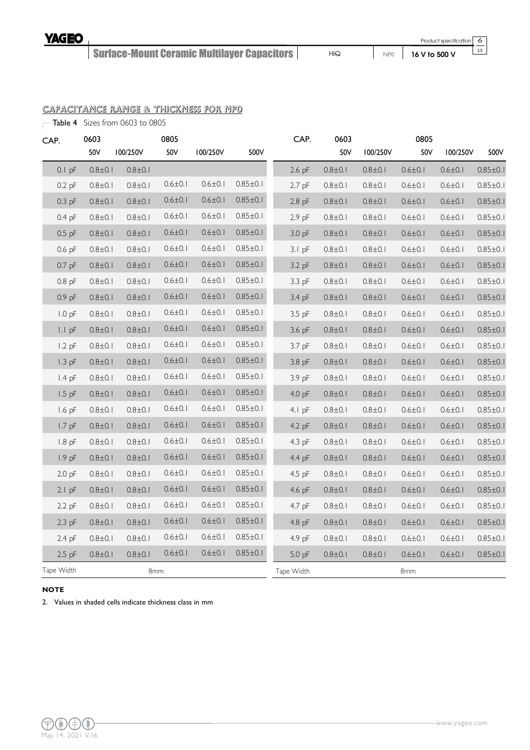## CAPACITANCE RANGE & THICKNESS FOR NP0

Table 4 Sizes from 0603 to 0805

| CAP. | 0603 | | 0805 | | | CAP. | 0603 | | 0805 | | |
|---|---|---|---|---|---|---|---|---|---|---|---|
| | 50V | 100/250V | 50V | 100/250V | 500V | | 50V | 100/250V | 50V | 100/250V | 500V |
| 0.1 pF | 0.8±0.1 | 0.8±0.1 | | | | 2.6 pF | 0.8±0.1 | 0.8±0.1 | 0.6±0.1 | 0.6±0.1 | 0.85±0.1 |
| 0.2 pF | 0.8±0.1 | 0.8±0.1 | 0.6±0.1 | 0.6±0.1 | 0.85±0.1 | 2.7 pF | 0.8±0.1 | 0.8±0.1 | 0.6±0.1 | 0.6±0.1 | 0.85±0.1 |
| 0.3 pF | 0.8±0.1 | 0.8±0.1 | 0.6±0.1 | 0.6±0.1 | 0.85±0.1 | 2.8 pF | 0.8±0.1 | 0.8±0.1 | 0.6±0.1 | 0.6±0.1 | 0.85±0.1 |
| 0.4 pF | 0.8±0.1 | 0.8±0.1 | 0.6±0.1 | 0.6±0.1 | 0.85±0.1 | 2.9 pF | 0.8±0.1 | 0.8±0.1 | 0.6±0.1 | 0.6±0.1 | 0.85±0.1 |
| 0.5 pF | 0.8±0.1 | 0.8±0.1 | 0.6±0.1 | 0.6±0.1 | 0.85±0.1 | 3.0 pF | 0.8±0.1 | 0.8±0.1 | 0.6±0.1 | 0.6±0.1 | 0.85±0.1 |
| 0.6 pF | 0.8±0.1 | 0.8±0.1 | 0.6±0.1 | 0.6±0.1 | 0.85±0.1 | 3.1 pF | 0.8±0.1 | 0.8±0.1 | 0.6±0.1 | 0.6±0.1 | 0.85±0.1 |
| 0.7 pF | 0.8±0.1 | 0.8±0.1 | 0.6±0.1 | 0.6±0.1 | 0.85±0.1 | 3.2 pF | 0.8±0.1 | 0.8±0.1 | 0.6±0.1 | 0.6±0.1 | 0.85±0.1 |
| 0.8 pF | 0.8±0.1 | 0.8±0.1 | 0.6±0.1 | 0.6±0.1 | 0.85±0.1 | 3.3 pF | 0.8±0.1 | 0.8±0.1 | 0.6±0.1 | 0.6±0.1 | 0.85±0.1 |
| 0.9 pF | 0.8±0.1 | 0.8±0.1 | 0.6±0.1 | 0.6±0.1 | 0.85±0.1 | 3.4 pF | 0.8±0.1 | 0.8±0.1 | 0.6±0.1 | 0.6±0.1 | 0.85±0.1 |
| 1.0 pF | 0.8±0.1 | 0.8±0.1 | 0.6±0.1 | 0.6±0.1 | 0.85±0.1 | 3.5 pF | 0.8±0.1 | 0.8±0.1 | 0.6±0.1 | 0.6±0.1 | 0.85±0.1 |
| 1.1 pF | 0.8±0.1 | 0.8±0.1 | 0.6±0.1 | 0.6±0.1 | 0.85±0.1 | 3.6 pF | 0.8±0.1 | 0.8±0.1 | 0.6±0.1 | 0.6±0.1 | 0.85±0.1 |
| 1.2 pF | 0.8±0.1 | 0.8±0.1 | 0.6±0.1 | 0.6±0.1 | 0.85±0.1 | 3.7 pF | 0.8±0.1 | 0.8±0.1 | 0.6±0.1 | 0.6±0.1 | 0.85±0.1 |
| 1.3 pF | 0.8±0.1 | 0.8±0.1 | 0.6±0.1 | 0.6±0.1 | 0.85±0.1 | 3.8 pF | 0.8±0.1 | 0.8±0.1 | 0.6±0.1 | 0.6±0.1 | 0.85±0.1 |
| 1.4 pF | 0.8±0.1 | 0.8±0.1 | 0.6±0.1 | 0.6±0.1 | 0.85±0.1 | 3.9 pF | 0.8±0.1 | 0.8±0.1 | 0.6±0.1 | 0.6±0.1 | 0.85±0.1 |
| 1.5 pF | 0.8±0.1 | 0.8±0.1 | 0.6±0.1 | 0.6±0.1 | 0.85±0.1 | 4.0 pF | 0.8±0.1 | 0.8±0.1 | 0.6±0.1 | 0.6±0.1 | 0.85±0.1 |
| 1.6 pF | 0.8±0.1 | 0.8±0.1 | 0.6±0.1 | 0.6±0.1 | 0.85±0.1 | 4.1 pF | 0.8±0.1 | 0.8±0.1 | 0.6±0.1 | 0.6±0.1 | 0.85±0.1 |
| 1.7 pF | 0.8±0.1 | 0.8±0.1 | 0.6±0.1 | 0.6±0.1 | 0.85±0.1 | 4.2 pF | 0.8±0.1 | 0.8±0.1 | 0.6±0.1 | 0.6±0.1 | 0.85±0.1 |
| 1.8 pF | 0.8±0.1 | 0.8±0.1 | 0.6±0.1 | 0.6±0.1 | 0.85±0.1 | 4.3 pF | 0.8±0.1 | 0.8±0.1 | 0.6±0.1 | 0.6±0.1 | 0.85±0.1 |
| 1.9 pF | 0.8±0.1 | 0.8±0.1 | 0.6±0.1 | 0.6±0.1 | 0.85±0.1 | 4.4 pF | 0.8±0.1 | 0.8±0.1 | 0.6±0.1 | 0.6±0.1 | 0.85±0.1 |
| 2.0 pF | 0.8±0.1 | 0.8±0.1 | 0.6±0.1 | 0.6±0.1 | 0.85±0.1 | 4.5 pF | 0.8±0.1 | 0.8±0.1 | 0.6±0.1 | 0.6±0.1 | 0.85±0.1 |
| 2.1 pF | 0.8±0.1 | 0.8±0.1 | 0.6±0.1 | 0.6±0.1 | 0.85±0.1 | 4.6 pF | 0.8±0.1 | 0.8±0.1 | 0.6±0.1 | 0.6±0.1 | 0.85±0.1 |
| 2.2 pF | 0.8±0.1 | 0.8±0.1 | 0.6±0.1 | 0.6±0.1 | 0.85±0.1 | 4.7 pF | 0.8±0.1 | 0.8±0.1 | 0.6±0.1 | 0.6±0.1 | 0.85±0.1 |
| 2.3 pF | 0.8±0.1 | 0.8±0.1 | 0.6±0.1 | 0.6±0.1 | 0.85±0.1 | 4.8 pF | 0.8±0.1 | 0.8±0.1 | 0.6±0.1 | 0.6±0.1 | 0.85±0.1 |
| 2.4 pF | 0.8±0.1 | 0.8±0.1 | 0.6±0.1 | 0.6±0.1 | 0.85±0.1 | 4.9 pF | 0.8±0.1 | 0.8±0.1 | 0.6±0.1 | 0.6±0.1 | 0.85±0.1 |
| 2.5 pF | 0.8±0.1 | 0.8±0.1 | 0.6±0.1 | 0.6±0.1 | 0.85±0.1 | 5.0 pF | 0.8±0.1 | 0.8±0.1 | 0.6±0.1 | 0.6±0.1 | 0.85±0.1 |
| Tape Width | 8mm | | | | | Tape Width | 8mm | | | | |

**NOTE**

2. Values in shaded cells indicate thickness class in mm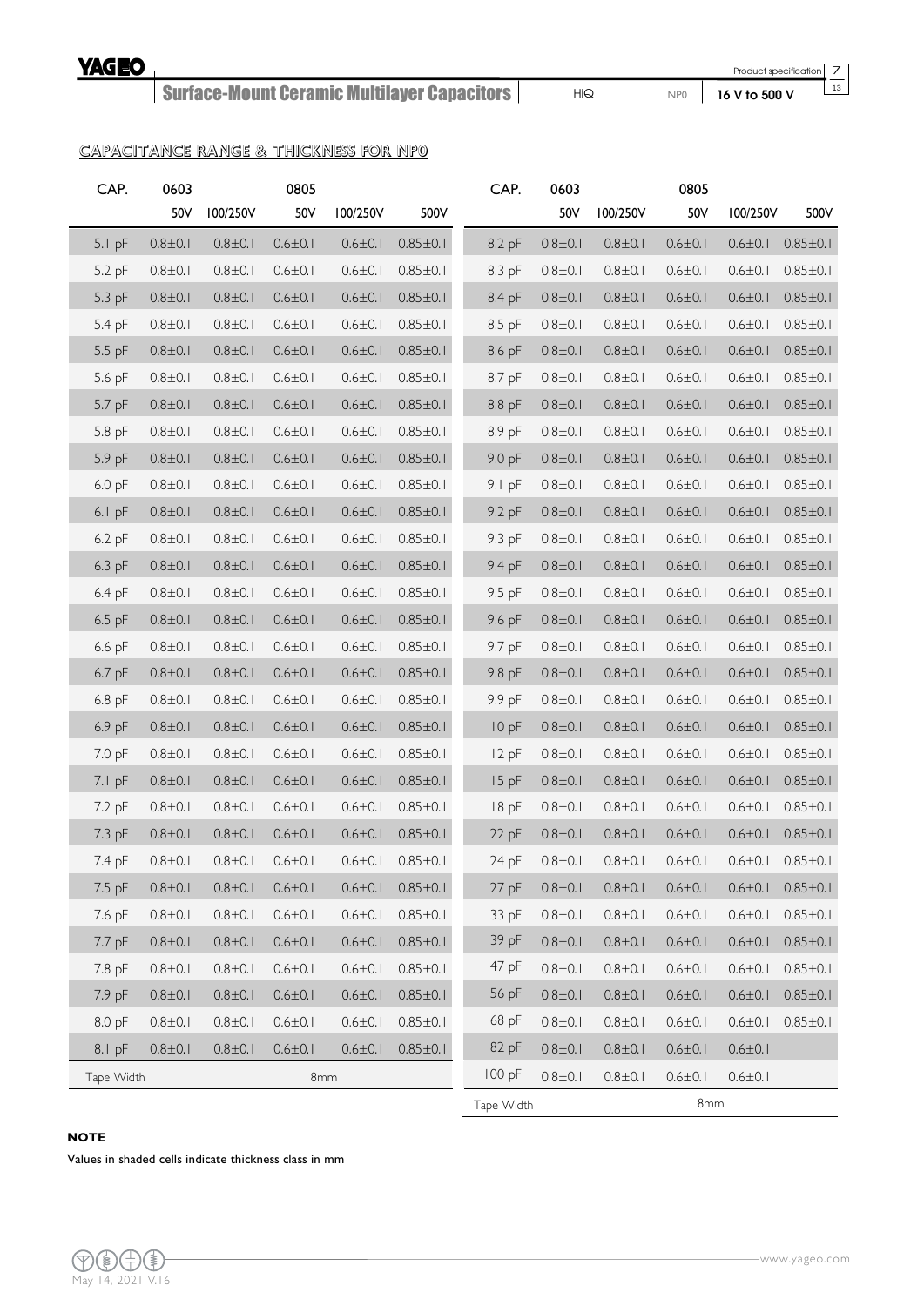## CAPACITANCE RANGE & THICKNESS FOR NP0

| CAP. | 0603 | | 0805 | | |
|---|---|---|---|---|---|
| | 50V | 100/250V | 50V | 100/250V | 500V |
| 5.1 pF | 0.8±0.1 | 0.8±0.1 | 0.6±0.1 | 0.6±0.1 | 0.85±0.1 |
| 5.2 pF | 0.8±0.1 | 0.8±0.1 | 0.6±0.1 | 0.6±0.1 | 0.85±0.1 |
| 5.3 pF | 0.8±0.1 | 0.8±0.1 | 0.6±0.1 | 0.6±0.1 | 0.85±0.1 |
| 5.4 pF | 0.8±0.1 | 0.8±0.1 | 0.6±0.1 | 0.6±0.1 | 0.85±0.1 |
| 5.5 pF | 0.8±0.1 | 0.8±0.1 | 0.6±0.1 | 0.6±0.1 | 0.85±0.1 |
| 5.6 pF | 0.8±0.1 | 0.8±0.1 | 0.6±0.1 | 0.6±0.1 | 0.85±0.1 |
| 5.7 pF | 0.8±0.1 | 0.8±0.1 | 0.6±0.1 | 0.6±0.1 | 0.85±0.1 |
| 5.8 pF | 0.8±0.1 | 0.8±0.1 | 0.6±0.1 | 0.6±0.1 | 0.85±0.1 |
| 5.9 pF | 0.8±0.1 | 0.8±0.1 | 0.6±0.1 | 0.6±0.1 | 0.85±0.1 |
| 6.0 pF | 0.8±0.1 | 0.8±0.1 | 0.6±0.1 | 0.6±0.1 | 0.85±0.1 |
| 6.1 pF | 0.8±0.1 | 0.8±0.1 | 0.6±0.1 | 0.6±0.1 | 0.85±0.1 |
| 6.2 pF | 0.8±0.1 | 0.8±0.1 | 0.6±0.1 | 0.6±0.1 | 0.85±0.1 |
| 6.3 pF | 0.8±0.1 | 0.8±0.1 | 0.6±0.1 | 0.6±0.1 | 0.85±0.1 |
| 6.4 pF | 0.8±0.1 | 0.8±0.1 | 0.6±0.1 | 0.6±0.1 | 0.85±0.1 |
| 6.5 pF | 0.8±0.1 | 0.8±0.1 | 0.6±0.1 | 0.6±0.1 | 0.85±0.1 |
| 6.6 pF | 0.8±0.1 | 0.8±0.1 | 0.6±0.1 | 0.6±0.1 | 0.85±0.1 |
| 6.7 pF | 0.8±0.1 | 0.8±0.1 | 0.6±0.1 | 0.6±0.1 | 0.85±0.1 |
| 6.8 pF | 0.8±0.1 | 0.8±0.1 | 0.6±0.1 | 0.6±0.1 | 0.85±0.1 |
| 6.9 pF | 0.8±0.1 | 0.8±0.1 | 0.6±0.1 | 0.6±0.1 | 0.85±0.1 |
| 7.0 pF | 0.8±0.1 | 0.8±0.1 | 0.6±0.1 | 0.6±0.1 | 0.85±0.1 |
| 7.1 pF | 0.8±0.1 | 0.8±0.1 | 0.6±0.1 | 0.6±0.1 | 0.85±0.1 |
| 7.2 pF | 0.8±0.1 | 0.8±0.1 | 0.6±0.1 | 0.6±0.1 | 0.85±0.1 |
| 7.3 pF | 0.8±0.1 | 0.8±0.1 | 0.6±0.1 | 0.6±0.1 | 0.85±0.1 |
| 7.4 pF | 0.8±0.1 | 0.8±0.1 | 0.6±0.1 | 0.6±0.1 | 0.85±0.1 |
| 7.5 pF | 0.8±0.1 | 0.8±0.1 | 0.6±0.1 | 0.6±0.1 | 0.85±0.1 |
| 7.6 pF | 0.8±0.1 | 0.8±0.1 | 0.6±0.1 | 0.6±0.1 | 0.85±0.1 |
| 7.7 pF | 0.8±0.1 | 0.8±0.1 | 0.6±0.1 | 0.6±0.1 | 0.85±0.1 |
| 7.8 pF | 0.8±0.1 | 0.8±0.1 | 0.6±0.1 | 0.6±0.1 | 0.85±0.1 |
| 7.9 pF | 0.8±0.1 | 0.8±0.1 | 0.6±0.1 | 0.6±0.1 | 0.85±0.1 |
| 8.0 pF | 0.8±0.1 | 0.8±0.1 | 0.6±0.1 | 0.6±0.1 | 0.85±0.1 |
| 8.1 pF | 0.8±0.1 | 0.8±0.1 | 0.6±0.1 | 0.6±0.1 | 0.85±0.1 |
| Tape Width | 8mm | | | | |

| CAP. | 0603 | | 0805 | | |
|---|---|---|---|---|---|
| | 50V | 100/250V | 50V | 100/250V | 500V |
| 8.2 pF | 0.8±0.1 | 0.8±0.1 | 0.6±0.1 | 0.6±0.1 | 0.85±0.1 |
| 8.3 pF | 0.8±0.1 | 0.8±0.1 | 0.6±0.1 | 0.6±0.1 | 0.85±0.1 |
| 8.4 pF | 0.8±0.1 | 0.8±0.1 | 0.6±0.1 | 0.6±0.1 | 0.85±0.1 |
| 8.5 pF | 0.8±0.1 | 0.8±0.1 | 0.6±0.1 | 0.6±0.1 | 0.85±0.1 |
| 8.6 pF | 0.8±0.1 | 0.8±0.1 | 0.6±0.1 | 0.6±0.1 | 0.85±0.1 |
| 8.7 pF | 0.8±0.1 | 0.8±0.1 | 0.6±0.1 | 0.6±0.1 | 0.85±0.1 |
| 8.8 pF | 0.8±0.1 | 0.8±0.1 | 0.6±0.1 | 0.6±0.1 | 0.85±0.1 |
| 8.9 pF | 0.8±0.1 | 0.8±0.1 | 0.6±0.1 | 0.6±0.1 | 0.85±0.1 |
| 9.0 pF | 0.8±0.1 | 0.8±0.1 | 0.6±0.1 | 0.6±0.1 | 0.85±0.1 |
| 9.1 pF | 0.8±0.1 | 0.8±0.1 | 0.6±0.1 | 0.6±0.1 | 0.85±0.1 |
| 9.2 pF | 0.8±0.1 | 0.8±0.1 | 0.6±0.1 | 0.6±0.1 | 0.85±0.1 |
| 9.3 pF | 0.8±0.1 | 0.8±0.1 | 0.6±0.1 | 0.6±0.1 | 0.85±0.1 |
| 9.4 pF | 0.8±0.1 | 0.8±0.1 | 0.6±0.1 | 0.6±0.1 | 0.85±0.1 |
| 9.5 pF | 0.8±0.1 | 0.8±0.1 | 0.6±0.1 | 0.6±0.1 | 0.85±0.1 |
| 9.6 pF | 0.8±0.1 | 0.8±0.1 | 0.6±0.1 | 0.6±0.1 | 0.85±0.1 |
| 9.7 pF | 0.8±0.1 | 0.8±0.1 | 0.6±0.1 | 0.6±0.1 | 0.85±0.1 |
| 9.8 pF | 0.8±0.1 | 0.8±0.1 | 0.6±0.1 | 0.6±0.1 | 0.85±0.1 |
| 9.9 pF | 0.8±0.1 | 0.8±0.1 | 0.6±0.1 | 0.6±0.1 | 0.85±0.1 |
| 10 pF | 0.8±0.1 | 0.8±0.1 | 0.6±0.1 | 0.6±0.1 | 0.85±0.1 |
| 12 pF | 0.8±0.1 | 0.8±0.1 | 0.6±0.1 | 0.6±0.1 | 0.85±0.1 |
| 15 pF | 0.8±0.1 | 0.8±0.1 | 0.6±0.1 | 0.6±0.1 | 0.85±0.1 |
| 18 pF | 0.8±0.1 | 0.8±0.1 | 0.6±0.1 | 0.6±0.1 | 0.85±0.1 |
| 22 pF | 0.8±0.1 | 0.8±0.1 | 0.6±0.1 | 0.6±0.1 | 0.85±0.1 |
| 24 pF | 0.8±0.1 | 0.8±0.1 | 0.6±0.1 | 0.6±0.1 | 0.85±0.1 |
| 27 pF | 0.8±0.1 | 0.8±0.1 | 0.6±0.1 | 0.6±0.1 | 0.85±0.1 |
| 33 pF | 0.8±0.1 | 0.8±0.1 | 0.6±0.1 | 0.6±0.1 | 0.85±0.1 |
| 39 pF | 0.8±0.1 | 0.8±0.1 | 0.6±0.1 | 0.6±0.1 | 0.85±0.1 |
| 47 pF | 0.8±0.1 | 0.8±0.1 | 0.6±0.1 | 0.6±0.1 | 0.85±0.1 |
| 56 pF | 0.8±0.1 | 0.8±0.1 | 0.6±0.1 | 0.6±0.1 | 0.85±0.1 |
| 68 pF | 0.8±0.1 | 0.8±0.1 | 0.6±0.1 | 0.6±0.1 | 0.85±0.1 |
| 82 pF | 0.8±0.1 | 0.8±0.1 | 0.6±0.1 | 0.6±0.1 | |
| 100 pF | 0.8±0.1 | 0.8±0.1 | 0.6±0.1 | 0.6±0.1 | |
| Tape Width | 8mm | | | | |

**NOTE**

Values in shaded cells indicate thickness class in mm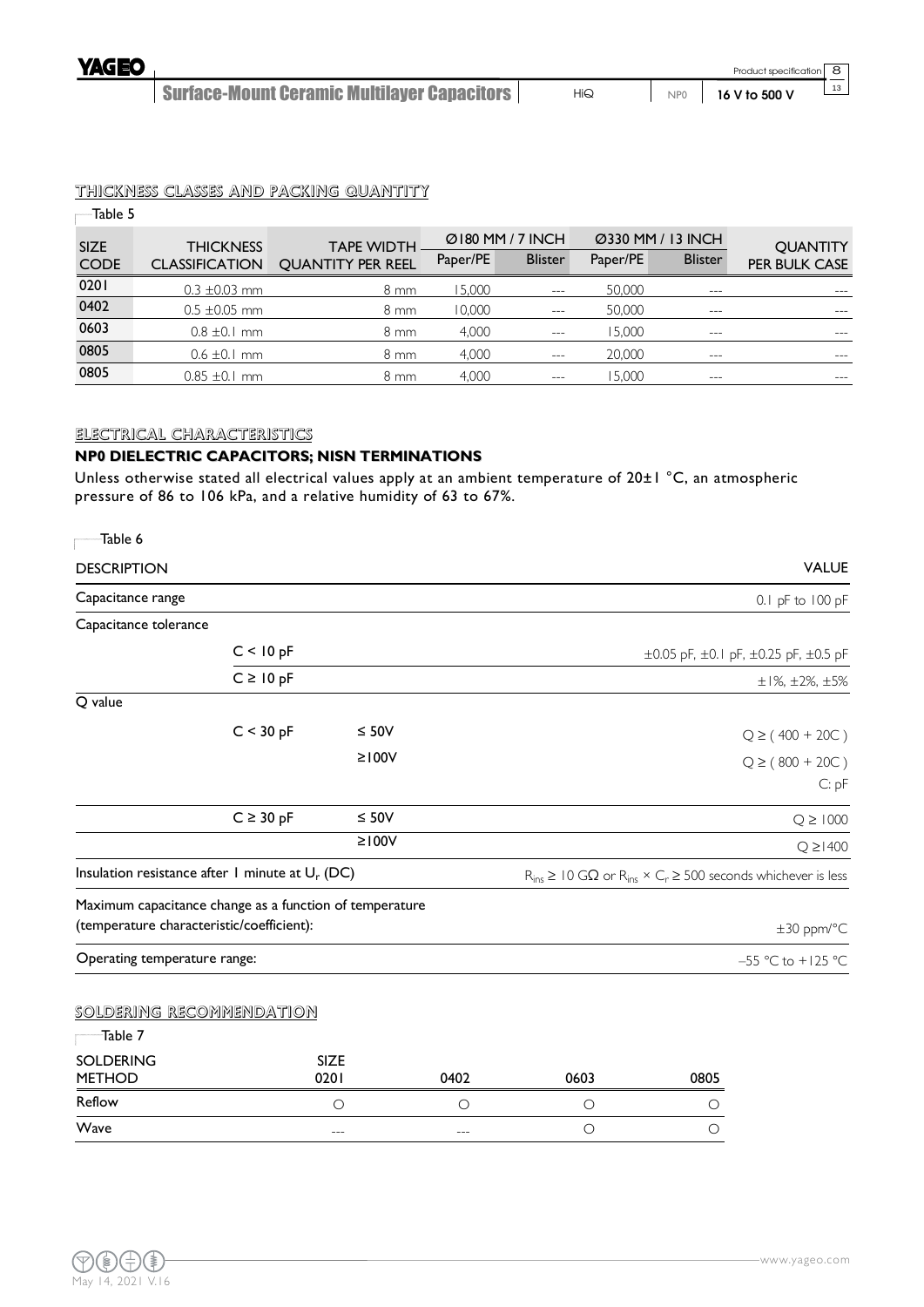## THICKNESS CLASSES AND PACKING QUANTITY

Table 5

| SIZE CODE | THICKNESS CLASSIFICATION | TAPE WIDTH QUANTITY PER REEL | Ø180 MM / 7 INCH | | Ø330 MM / 13 INCH | | QUANTITY PER BULK CASE |
|---|---|---|---|---|---|---|---|
| | | | Paper/PE | Blister | Paper/PE | Blister | |
| 0201 | 0.3 ±0.03 mm | 8 mm | 15,000 | --- | 50,000 | --- | --- |
| 0402 | 0.5 ±0.05 mm | 8 mm | 10,000 | --- | 50,000 | --- | --- |
| 0603 | 0.8 ±0.1 mm | 8 mm | 4,000 | --- | 15,000 | --- | --- |
| 0805 | 0.6 ±0.1 mm | 8 mm | 4,000 | --- | 20,000 | --- | --- |
| 0805 | 0.85 ±0.1 mm | 8 mm | 4,000 | --- | 15,000 | --- | --- |

## ELECTRICAL CHARACTERISTICS

### NP0 DIELECTRIC CAPACITORS; NISN TERMINATIONS

Unless otherwise stated all electrical values apply at an ambient temperature of 20±1 °C, an atmospheric pressure of 86 to 106 kPa, and a relative humidity of 63 to 67%.

Table 6

| DESCRIPTION | | | VALUE |
|---|---|---|---|
| Capacitance range | | | 0.1 pF to 100 pF |
| Capacitance tolerance | | | |
| | $C < 10$ pF | | ±0.05 pF, ±0.1 pF, ±0.25 pF, ±0.5 pF |
| | $C \geq 10$ pF | | ±1%, ±2%, ±5% |
| Q value | | | |
| | $C < 30$ pF | ≤ 50V | $Q \geq (400 + 20C)$ |
| | | ≥100V | $Q \geq (800 + 20C)$<br>C: pF |
| | $C \geq 30$ pF | ≤ 50V | $Q \geq 1000$ |
| | | ≥100V | $Q \geq 1400$ |
| Insulation resistance after 1 minute at $U_r$ (DC) | | | $R_{ins} \geq 10$ GΩ or $R_{ins} \times C_r \geq 500$ seconds whichever is less |
| Maximum capacitance change as a function of temperature (temperature characteristic/coefficient): | | | ±30 ppm/°C |
| Operating temperature range: | | | –55 °C to +125 °C |

## SOLDERING RECOMMENDATION

Table 7

| SOLDERING METHOD | SIZE 0201 | 0402 | 0603 | 0805 |
|---|---|---|---|---|
| Reflow | ○ | ○ | ○ | ○ |
| Wave | --- | --- | ○ | ○ |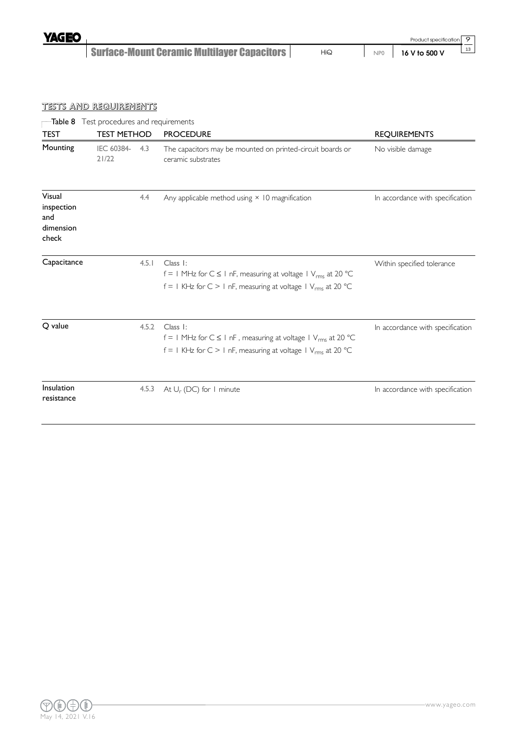## TESTS AND REQUIREMENTS

Table 8 Test procedures and requirements

| TEST | TEST METHOD | | PROCEDURE | REQUIREMENTS |
|---|---|---|---|---|
| Mounting | IEC 60384-21/22 | 4.3 | The capacitors may be mounted on printed-circuit boards or ceramic substrates | No visible damage |
| Visual inspection and dimension check | | 4.4 | Any applicable method using × 10 magnification | In accordance with specification |
| Capacitance | | 4.5.1 | Class 1:<br>f = 1 MHz for C ≤ 1 nF, measuring at voltage 1 $V_{rms}$ at 20 °C<br>f = 1 KHz for C > 1 nF, measuring at voltage 1 $V_{rms}$ at 20 °C | Within specified tolerance |
| Q value | | 4.5.2 | Class 1:<br>f = 1 MHz for C ≤ 1 nF , measuring at voltage 1 $V_{rms}$ at 20 °C<br>f = 1 KHz for C > 1 nF, measuring at voltage 1 $V_{rms}$ at 20 °C | In accordance with specification |
| Insulation resistance | | 4.5.3 | At $U_r$ (DC) for 1 minute | In accordance with specification |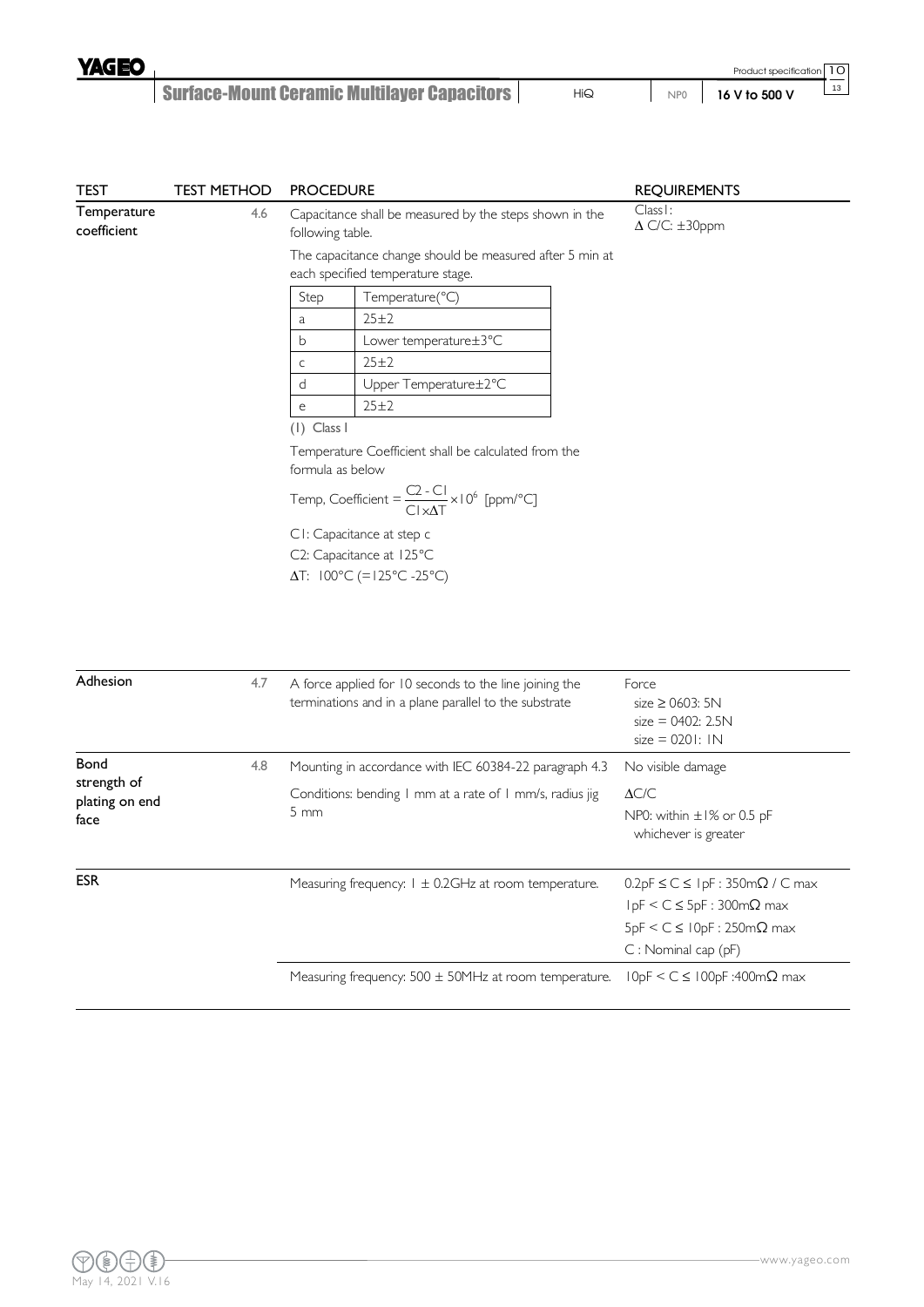| TEST | TEST METHOD | PROCEDURE | REQUIREMENTS |
|---|---|---|---|
| Temperature coefficient | 4.6 | Capacitance shall be measured by the steps shown in the following table.<br><br>The capacitance change should be measured after 5 min at each specified temperature stage.<br><br>Step a: 25±2<br>Step b: Lower temperature±3°C<br>Step c: 25±2<br>Step d: Upper Temperature±2°C<br>Step e: 25±2<br><br>(1) Class I<br><br>Temperature Coefficient shall be calculated from the formula as below<br><br>Temp, Coefficient = $\frac{C2 - C1}{C1 \times \Delta T} \times 10^6$ [ppm/°C]<br><br>C1: Capacitance at step c<br>C2: Capacitance at 125°C<br>ΔT: 100°C (=125°C -25°C) | ClassI:<br>Δ C/C: ±30ppm |
| Adhesion | 4.7 | A force applied for 10 seconds to the line joining the terminations and in a plane parallel to the substrate | Force<br>size ≥ 0603: 5N<br>size = 0402: 2.5N<br>size = 0201: 1N |
| Bond strength of plating on end face | 4.8 | Mounting in accordance with IEC 60384-22 paragraph 4.3<br><br>Conditions: bending 1 mm at a rate of 1 mm/s, radius jig 5 mm | No visible damage<br><br>ΔC/C<br>NP0: within ±1% or 0.5 pF whichever is greater |
| ESR | | Measuring frequency: 1 ± 0.2GHz at room temperature. | 0.2pF ≤ C ≤ 1pF : 350mΩ / C max<br>1pF < C ≤ 5pF : 300mΩ max<br>5pF < C ≤ 10pF : 250mΩ max<br>C : Nominal cap (pF) |
| | | Measuring frequency: 500 ± 50MHz at room temperature. | 10pF < C ≤ 100pF :400mΩ max |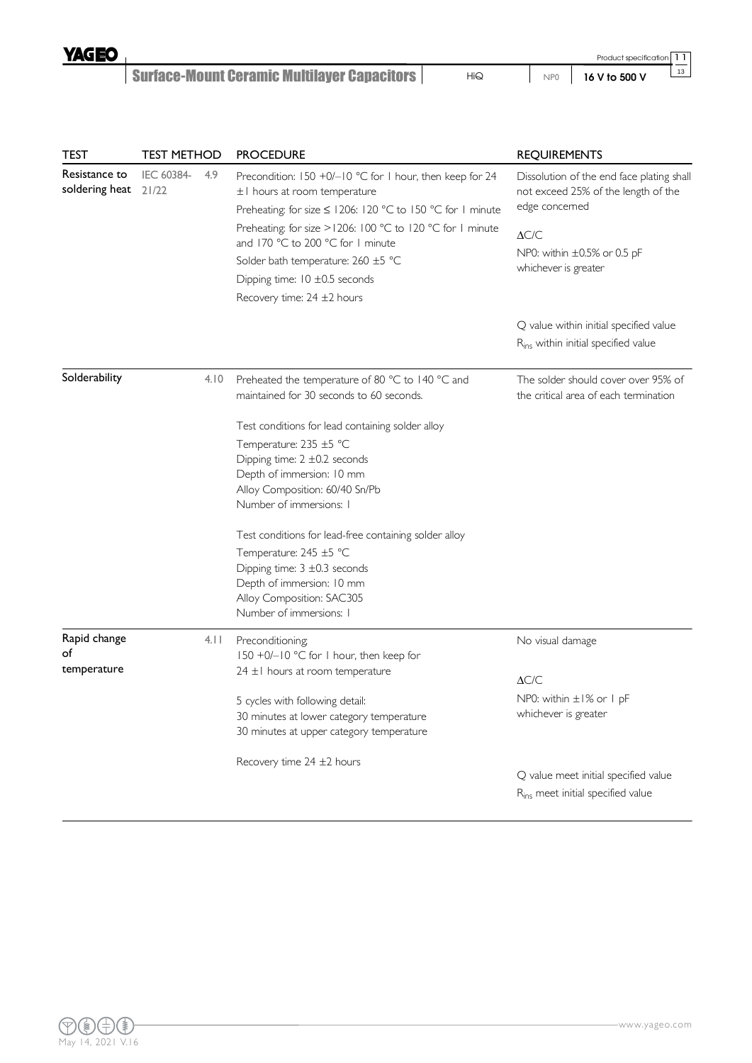| TEST | TEST METHOD | | PROCEDURE | REQUIREMENTS |
|---|---|---|---|---|
| Resistance to soldering heat | IEC 60384-21/22 | 4.9 | Precondition: 150 +0/−10 °C for 1 hour, then keep for 24 ±1 hours at room temperature<br>Preheating: for size ≤ 1206: 120 °C to 150 °C for 1 minute<br>Preheating: for size >1206: 100 °C to 120 °C for 1 minute and 170 °C to 200 °C for 1 minute<br>Solder bath temperature: 260 ±5 °C<br>Dipping time: 10 ±0.5 seconds<br>Recovery time: 24 ±2 hours | Dissolution of the end face plating shall not exceed 25% of the length of the edge concerned<br>$\Delta C/C$<br>NP0: within ±0.5% or 0.5 pF whichever is greater<br><br>Q value within initial specified value<br>$R_{ins}$ within initial specified value |
| Solderability | | 4.10 | Preheated the temperature of 80 °C to 140 °C and maintained for 30 seconds to 60 seconds.<br><br>Test conditions for lead containing solder alloy<br>Temperature: 235 ±5 °C<br>Dipping time: 2 ±0.2 seconds<br>Depth of immersion: 10 mm<br>Alloy Composition: 60/40 Sn/Pb<br>Number of immersions: 1<br><br>Test conditions for lead-free containing solder alloy<br>Temperature: 245 ±5 °C<br>Dipping time: 3 ±0.3 seconds<br>Depth of immersion: 10 mm<br>Alloy Composition: SAC305<br>Number of immersions: 1 | The solder should cover over 95% of the critical area of each termination |
| Rapid change of temperature | | 4.11 | Preconditioning;<br>150 +0/−10 °C for 1 hour, then keep for 24 ±1 hours at room temperature<br><br>5 cycles with following detail:<br>30 minutes at lower category temperature<br>30 minutes at upper category temperature<br><br>Recovery time 24 ±2 hours | No visual damage<br><br>$\Delta C/C$<br>NP0: within ±1% or 1 pF whichever is greater<br><br>Q value meet initial specified value<br>$R_{ins}$ meet initial specified value |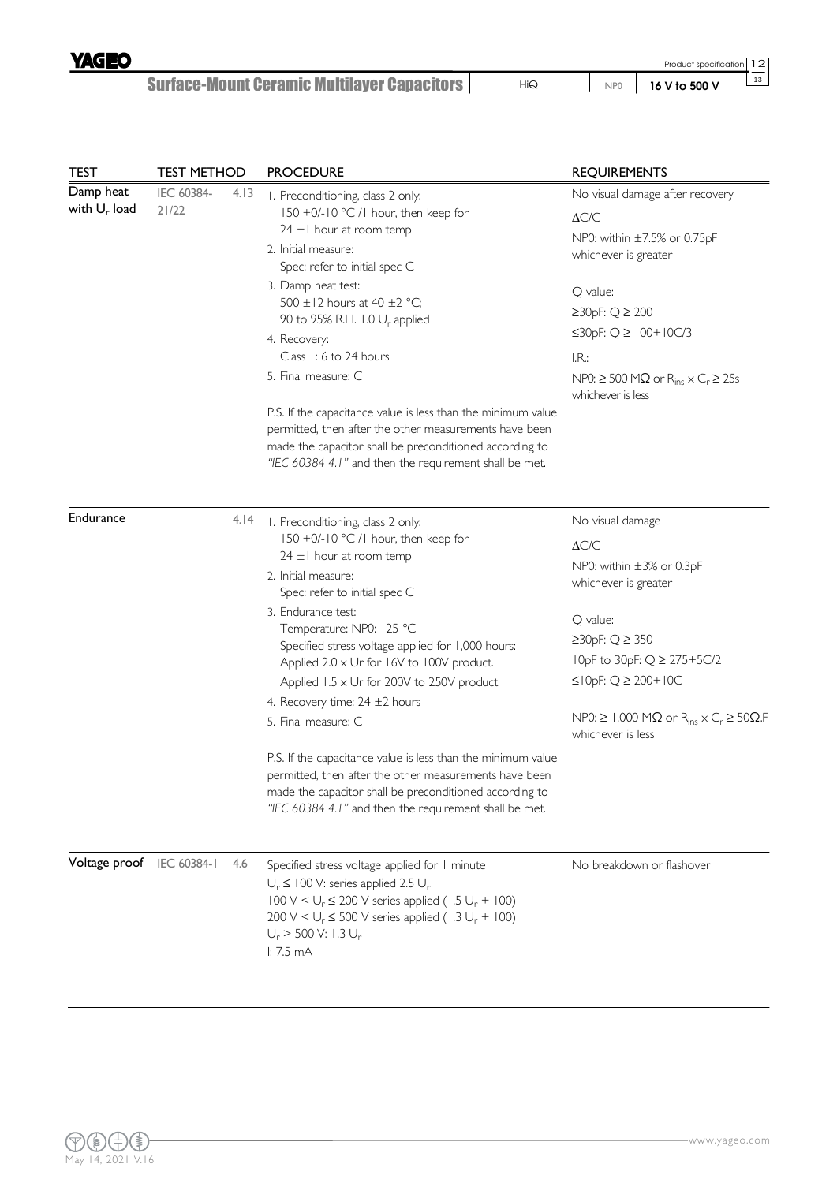| TEST | TEST METHOD | | PROCEDURE | REQUIREMENTS |
|---|---|---|---|---|
| Damp heat with $U_r$ load | IEC 60384-21/22 | 4.13 | 1. Preconditioning, class 2 only: 150 +0/-10 °C /1 hour, then keep for 24 ±1 hour at room temp<br>2. Initial measure: Spec: refer to initial spec C<br>3. Damp heat test: 500 ±12 hours at 40 ±2 °C; 90 to 95% R.H. 1.0 $U_r$ applied<br>4. Recovery: Class 1: 6 to 24 hours<br>5. Final measure: C<br><br>P.S. If the capacitance value is less than the minimum value permitted, then after the other measurements have been made the capacitor shall be preconditioned according to *"IEC 60384 4.1"* and then the requirement shall be met. | No visual damage after recovery<br>ΔC/C<br>NP0: within ±7.5% or 0.75pF whichever is greater<br><br>Q value:<br>≥30pF: Q ≥ 200<br>≤30pF: Q ≥ 100+10C/3<br><br>I.R.:<br>NP0: ≥ 500 MΩ or $R_{ins} \times C_r \geq 25s$ whichever is less |
| Endurance | | 4.14 | 1. Preconditioning, class 2 only: 150 +0/-10 °C /1 hour, then keep for 24 ±1 hour at room temp<br>2. Initial measure: Spec: refer to initial spec C<br>3. Endurance test: Temperature: NP0: 125 °C<br>Specified stress voltage applied for 1,000 hours:<br>Applied 2.0 × Ur for 16V to 100V product.<br>Applied 1.5 × Ur for 200V to 250V product.<br>4. Recovery time: 24 ±2 hours<br>5. Final measure: C<br><br>P.S. If the capacitance value is less than the minimum value permitted, then after the other measurements have been made the capacitor shall be preconditioned according to *"IEC 60384 4.1"* and then the requirement shall be met. | No visual damage<br>ΔC/C<br>NP0: within ±3% or 0.3pF whichever is greater<br><br>Q value:<br>≥30pF: Q ≥ 350<br>10pF to 30pF: Q ≥ 275+5C/2<br>≤10pF: Q ≥ 200+10C<br><br>NP0: ≥ 1,000 MΩ or $R_{ins} \times C_r \geq 50\Omega.F$ whichever is less |
| Voltage proof | IEC 60384-1 | 4.6 | Specified stress voltage applied for 1 minute<br>$U_r \leq 100$ V: series applied 2.5 $U_r$<br>100 V < $U_r \leq 200$ V series applied (1.5 $U_r$ + 100)<br>200 V < $U_r \leq 500$ V series applied (1.3 $U_r$ + 100)<br>$U_r > 500$ V: 1.3 $U_r$<br>I: 7.5 mA | No breakdown or flashover |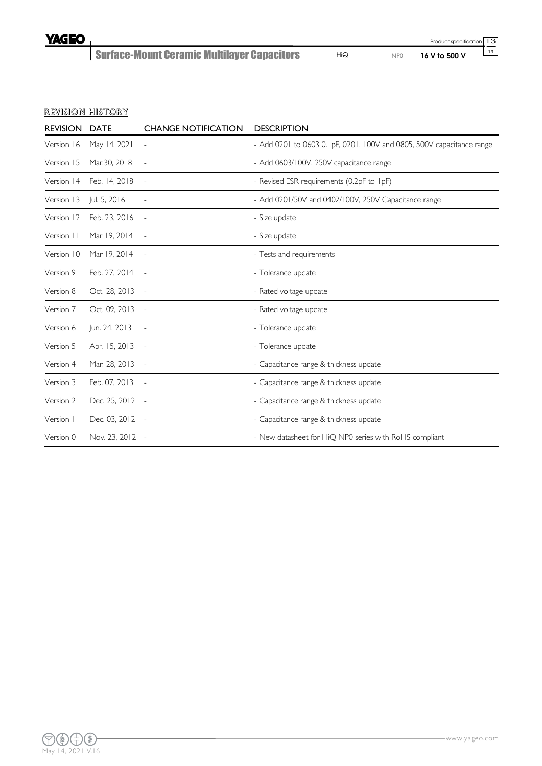## REVISION HISTORY

| REVISION | DATE | CHANGE NOTIFICATION | DESCRIPTION |
| --- | --- | --- | --- |
| Version 16 | May 14, 2021 | - | - Add 0201 to 0603 0.1pF, 0201, 100V and 0805, 500V capacitance range |
| Version 15 | Mar.30, 2018 | - | - Add 0603/100V, 250V capacitance range |
| Version 14 | Feb. 14, 2018 | - | - Revised ESR requirements (0.2pF to 1pF) |
| Version 13 | Jul. 5, 2016 | - | - Add 0201/50V and 0402/100V, 250V Capacitance range |
| Version 12 | Feb. 23, 2016 | - | - Size update |
| Version 11 | Mar 19, 2014 | - | - Size update |
| Version 10 | Mar 19, 2014 | - | - Tests and requirements |
| Version 9 | Feb. 27, 2014 | - | - Tolerance update |
| Version 8 | Oct. 28, 2013 | - | - Rated voltage update |
| Version 7 | Oct. 09, 2013 | - | - Rated voltage update |
| Version 6 | Jun. 24, 2013 | - | - Tolerance update |
| Version 5 | Apr. 15, 2013 | - | - Tolerance update |
| Version 4 | Mar. 28, 2013 | - | - Capacitance range & thickness update |
| Version 3 | Feb. 07, 2013 | - | - Capacitance range & thickness update |
| Version 2 | Dec. 25, 2012 | - | - Capacitance range & thickness update |
| Version 1 | Dec. 03, 2012 | - | - Capacitance range & thickness update |
| Version 0 | Nov. 23, 2012 | - | - New datasheet for HiQ NP0 series with RoHS compliant |